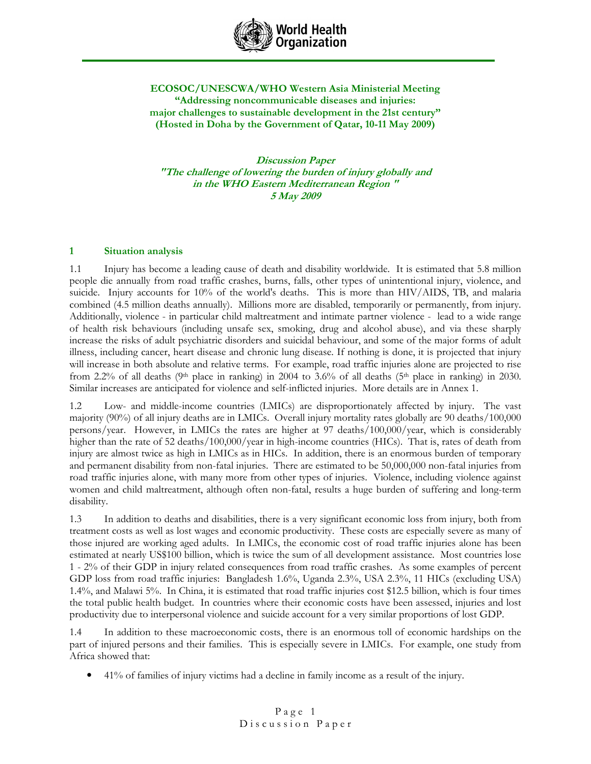**ECOSOC/UNESCWA/WHO Western Asia Ministerial Meeting**
**"Addressing noncommunicable diseases and injuries:**
**major challenges to sustainable development in the 21st century"**
**(Hosted in Doha by the Government of Qatar, 10-11 May 2009)**

***Discussion Paper***
***"The challenge of lowering the burden of injury globally and in the WHO Eastern Mediterranean Region "***
***5 May 2009***

## 1 Situation analysis

1.1 Injury has become a leading cause of death and disability worldwide. It is estimated that 5.8 million people die annually from road traffic crashes, burns, falls, other types of unintentional injury, violence, and suicide. Injury accounts for 10% of the world's deaths. This is more than HIV/AIDS, TB, and malaria combined (4.5 million deaths annually). Millions more are disabled, temporarily or permanently, from injury. Additionally, violence - in particular child maltreatment and intimate partner violence - lead to a wide range of health risk behaviours (including unsafe sex, smoking, drug and alcohol abuse), and via these sharply increase the risks of adult psychiatric disorders and suicidal behaviour, and some of the major forms of adult illness, including cancer, heart disease and chronic lung disease. If nothing is done, it is projected that injury will increase in both absolute and relative terms. For example, road traffic injuries alone are projected to rise from 2.2% of all deaths (9th place in ranking) in 2004 to 3.6% of all deaths (5th place in ranking) in 2030. Similar increases are anticipated for violence and self-inflicted injuries. More details are in Annex 1.

1.2 Low- and middle-income countries (LMICs) are disproportionately affected by injury. The vast majority (90%) of all injury deaths are in LMICs. Overall injury mortality rates globally are 90 deaths/100,000 persons/year. However, in LMICs the rates are higher at 97 deaths/100,000/year, which is considerably higher than the rate of 52 deaths/100,000/year in high-income countries (HICs). That is, rates of death from injury are almost twice as high in LMICs as in HICs. In addition, there is an enormous burden of temporary and permanent disability from non-fatal injuries. There are estimated to be 50,000,000 non-fatal injuries from road traffic injuries alone, with many more from other types of injuries. Violence, including violence against women and child maltreatment, although often non-fatal, results a huge burden of suffering and long-term disability.

1.3 In addition to deaths and disabilities, there is a very significant economic loss from injury, both from treatment costs as well as lost wages and economic productivity. These costs are especially severe as many of those injured are working aged adults. In LMICs, the economic cost of road traffic injuries alone has been estimated at nearly US$100 billion, which is twice the sum of all development assistance. Most countries lose 1 - 2% of their GDP in injury related consequences from road traffic crashes. As some examples of percent GDP loss from road traffic injuries: Bangladesh 1.6%, Uganda 2.3%, USA 2.3%, 11 HICs (excluding USA) 1.4%, and Malawi 5%. In China, it is estimated that road traffic injuries cost $12.5 billion, which is four times the total public health budget. In countries where their economic costs have been assessed, injuries and lost productivity due to interpersonal violence and suicide account for a very similar proportions of lost GDP.

1.4 In addition to these macroeconomic costs, there is an enormous toll of economic hardships on the part of injured persons and their families. This is especially severe in LMICs. For example, one study from Africa showed that:

- 41% of families of injury victims had a decline in family income as a result of the injury.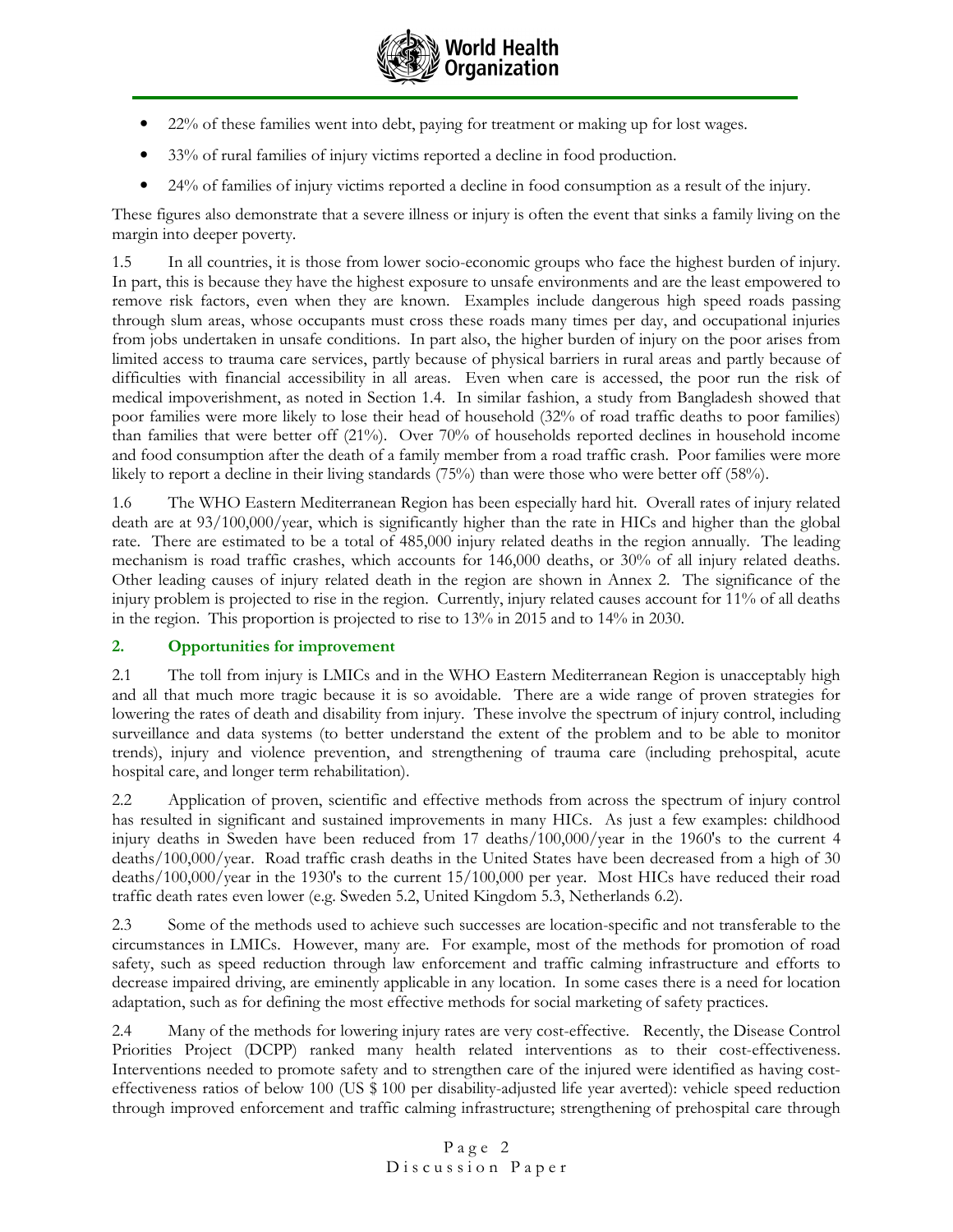- 22% of these families went into debt, paying for treatment or making up for lost wages.
- 33% of rural families of injury victims reported a decline in food production.
- 24% of families of injury victims reported a decline in food consumption as a result of the injury.

These figures also demonstrate that a severe illness or injury is often the event that sinks a family living on the margin into deeper poverty.

1.5 In all countries, it is those from lower socio-economic groups who face the highest burden of injury. In part, this is because they have the highest exposure to unsafe environments and are the least empowered to remove risk factors, even when they are known. Examples include dangerous high speed roads passing through slum areas, whose occupants must cross these roads many times per day, and occupational injuries from jobs undertaken in unsafe conditions. In part also, the higher burden of injury on the poor arises from limited access to trauma care services, partly because of physical barriers in rural areas and partly because of difficulties with financial accessibility in all areas. Even when care is accessed, the poor run the risk of medical impoverishment, as noted in Section 1.4. In similar fashion, a study from Bangladesh showed that poor families were more likely to lose their head of household (32% of road traffic deaths to poor families) than families that were better off (21%). Over 70% of households reported declines in household income and food consumption after the death of a family member from a road traffic crash. Poor families were more likely to report a decline in their living standards (75%) than were those who were better off (58%).

1.6 The WHO Eastern Mediterranean Region has been especially hard hit. Overall rates of injury related death are at 93/100,000/year, which is significantly higher than the rate in HICs and higher than the global rate. There are estimated to be a total of 485,000 injury related deaths in the region annually. The leading mechanism is road traffic crashes, which accounts for 146,000 deaths, or 30% of all injury related deaths. Other leading causes of injury related death in the region are shown in Annex 2. The significance of the injury problem is projected to rise in the region. Currently, injury related causes account for 11% of all deaths in the region. This proportion is projected to rise to 13% in 2015 and to 14% in 2030.

## 2. Opportunities for improvement

2.1 The toll from injury is LMICs and in the WHO Eastern Mediterranean Region is unacceptably high and all that much more tragic because it is so avoidable. There are a wide range of proven strategies for lowering the rates of death and disability from injury. These involve the spectrum of injury control, including surveillance and data systems (to better understand the extent of the problem and to be able to monitor trends), injury and violence prevention, and strengthening of trauma care (including prehospital, acute hospital care, and longer term rehabilitation).

2.2 Application of proven, scientific and effective methods from across the spectrum of injury control has resulted in significant and sustained improvements in many HICs. As just a few examples: childhood injury deaths in Sweden have been reduced from 17 deaths/100,000/year in the 1960's to the current 4 deaths/100,000/year. Road traffic crash deaths in the United States have been decreased from a high of 30 deaths/100,000/year in the 1930's to the current 15/100,000 per year. Most HICs have reduced their road traffic death rates even lower (e.g. Sweden 5.2, United Kingdom 5.3, Netherlands 6.2).

2.3 Some of the methods used to achieve such successes are location-specific and not transferable to the circumstances in LMICs. However, many are. For example, most of the methods for promotion of road safety, such as speed reduction through law enforcement and traffic calming infrastructure and efforts to decrease impaired driving, are eminently applicable in any location. In some cases there is a need for location adaptation, such as for defining the most effective methods for social marketing of safety practices.

2.4 Many of the methods for lowering injury rates are very cost-effective. Recently, the Disease Control Priorities Project (DCPP) ranked many health related interventions as to their cost-effectiveness. Interventions needed to promote safety and to strengthen care of the injured were identified as having cost-effectiveness ratios of below 100 (US $ 100 per disability-adjusted life year averted): vehicle speed reduction through improved enforcement and traffic calming infrastructure; strengthening of prehospital care through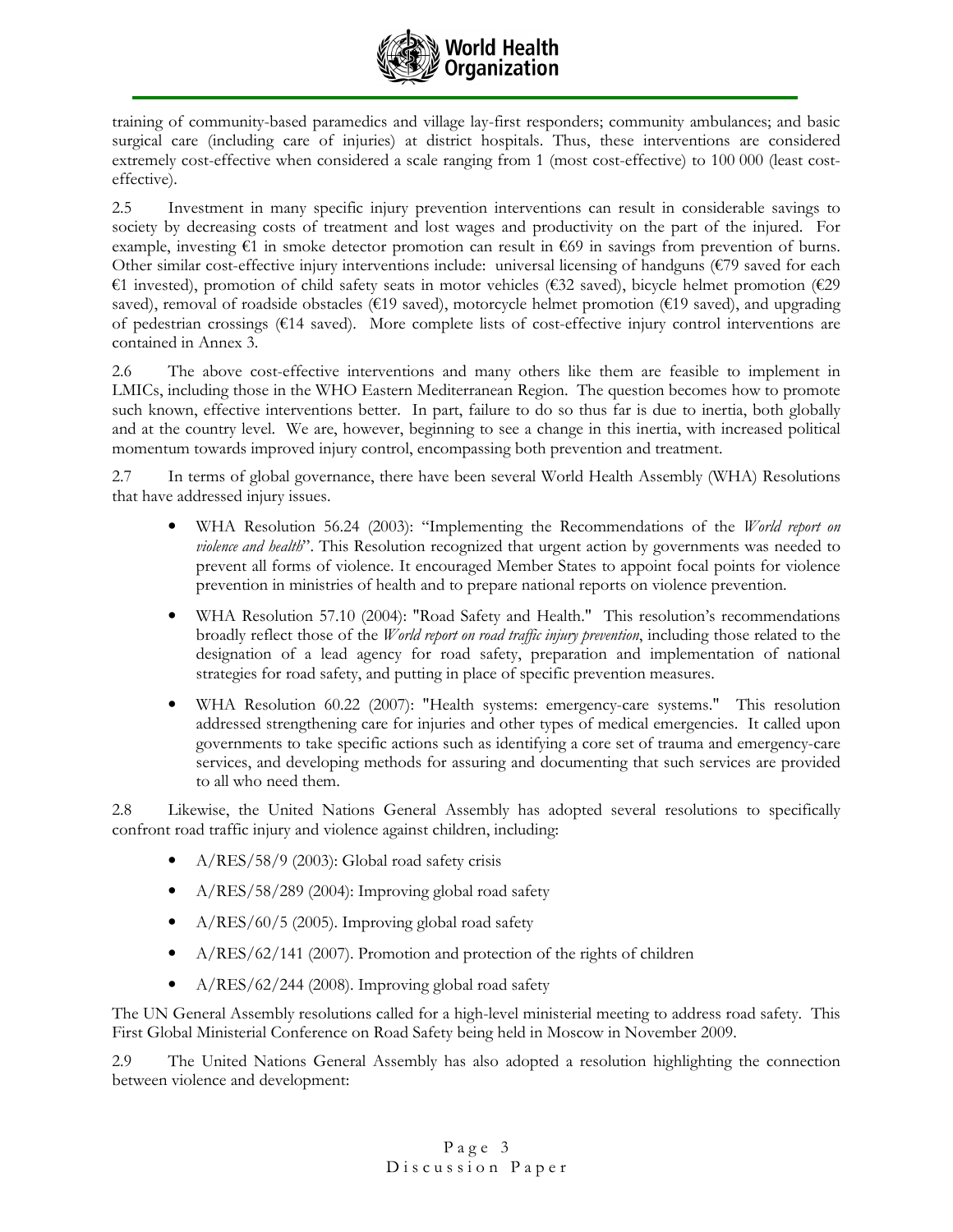training of community-based paramedics and village lay-first responders; community ambulances; and basic surgical care (including care of injuries) at district hospitals. Thus, these interventions are considered extremely cost-effective when considered a scale ranging from 1 (most cost-effective) to 100 000 (least cost-effective).

2.5 Investment in many specific injury prevention interventions can result in considerable savings to society by decreasing costs of treatment and lost wages and productivity on the part of the injured. For example, investing €1 in smoke detector promotion can result in €69 in savings from prevention of burns. Other similar cost-effective injury interventions include: universal licensing of handguns (€79 saved for each €1 invested), promotion of child safety seats in motor vehicles (€32 saved), bicycle helmet promotion (€29 saved), removal of roadside obstacles (€19 saved), motorcycle helmet promotion (€19 saved), and upgrading of pedestrian crossings (€14 saved). More complete lists of cost-effective injury control interventions are contained in Annex 3.

2.6 The above cost-effective interventions and many others like them are feasible to implement in LMICs, including those in the WHO Eastern Mediterranean Region. The question becomes how to promote such known, effective interventions better. In part, failure to do so thus far is due to inertia, both globally and at the country level. We are, however, beginning to see a change in this inertia, with increased political momentum towards improved injury control, encompassing both prevention and treatment.

2.7 In terms of global governance, there have been several World Health Assembly (WHA) Resolutions that have addressed injury issues.

- WHA Resolution 56.24 (2003): "Implementing the Recommendations of the *World report on violence and health*". This Resolution recognized that urgent action by governments was needed to prevent all forms of violence. It encouraged Member States to appoint focal points for violence prevention in ministries of health and to prepare national reports on violence prevention.
- WHA Resolution 57.10 (2004): "Road Safety and Health." This resolution's recommendations broadly reflect those of the *World report on road traffic injury prevention*, including those related to the designation of a lead agency for road safety, preparation and implementation of national strategies for road safety, and putting in place of specific prevention measures.
- WHA Resolution 60.22 (2007): "Health systems: emergency-care systems." This resolution addressed strengthening care for injuries and other types of medical emergencies. It called upon governments to take specific actions such as identifying a core set of trauma and emergency-care services, and developing methods for assuring and documenting that such services are provided to all who need them.

2.8 Likewise, the United Nations General Assembly has adopted several resolutions to specifically confront road traffic injury and violence against children, including:

- A/RES/58/9 (2003): Global road safety crisis
- A/RES/58/289 (2004): Improving global road safety
- A/RES/60/5 (2005). Improving global road safety
- A/RES/62/141 (2007). Promotion and protection of the rights of children
- A/RES/62/244 (2008). Improving global road safety

The UN General Assembly resolutions called for a high-level ministerial meeting to address road safety. This First Global Ministerial Conference on Road Safety being held in Moscow in November 2009.

2.9 The United Nations General Assembly has also adopted a resolution highlighting the connection between violence and development: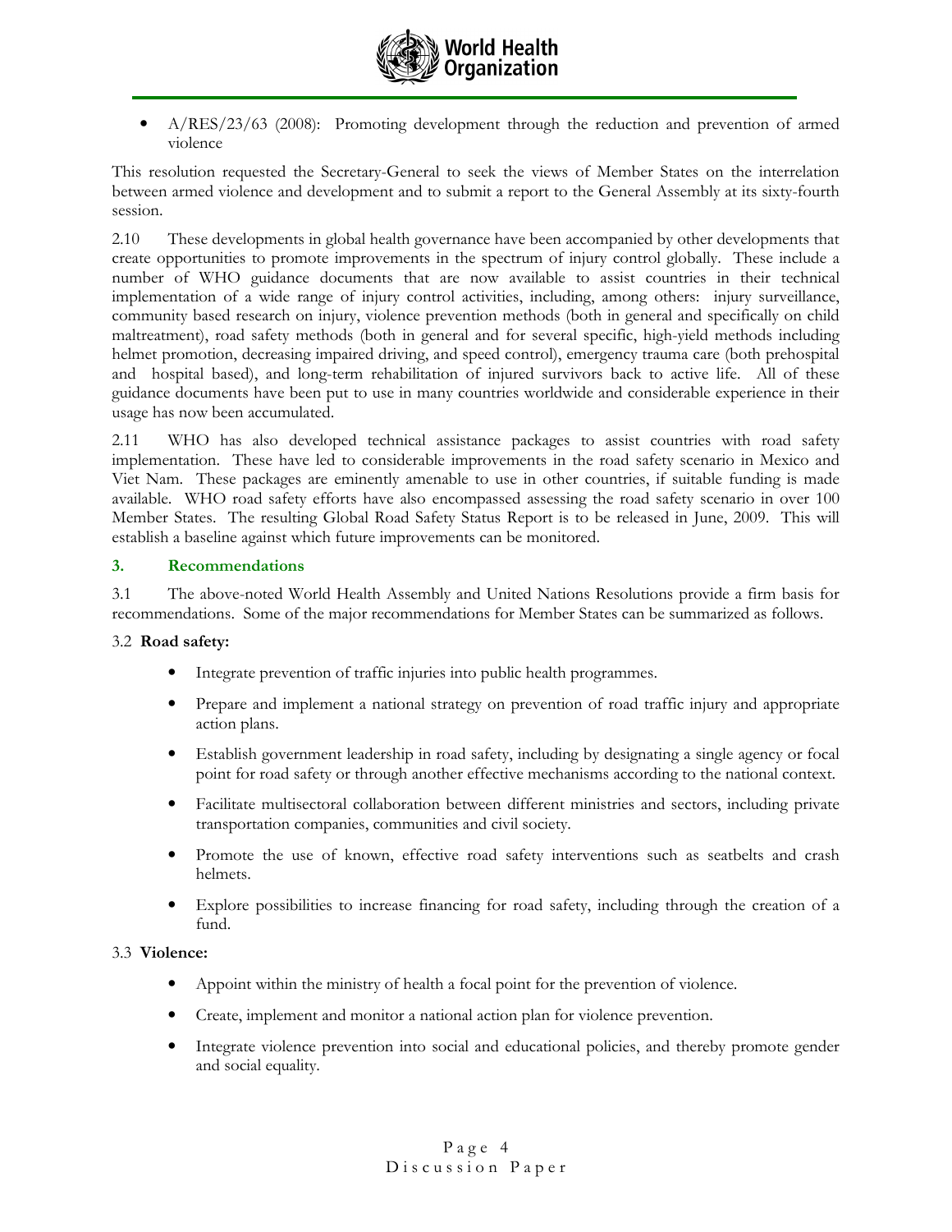- A/RES/23/63 (2008): Promoting development through the reduction and prevention of armed violence

This resolution requested the Secretary-General to seek the views of Member States on the interrelation between armed violence and development and to submit a report to the General Assembly at its sixty-fourth session.

2.10 These developments in global health governance have been accompanied by other developments that create opportunities to promote improvements in the spectrum of injury control globally. These include a number of WHO guidance documents that are now available to assist countries in their technical implementation of a wide range of injury control activities, including, among others: injury surveillance, community based research on injury, violence prevention methods (both in general and specifically on child maltreatment), road safety methods (both in general and for several specific, high-yield methods including helmet promotion, decreasing impaired driving, and speed control), emergency trauma care (both prehospital and hospital based), and long-term rehabilitation of injured survivors back to active life. All of these guidance documents have been put to use in many countries worldwide and considerable experience in their usage has now been accumulated.

2.11 WHO has also developed technical assistance packages to assist countries with road safety implementation. These have led to considerable improvements in the road safety scenario in Mexico and Viet Nam. These packages are eminently amenable to use in other countries, if suitable funding is made available. WHO road safety efforts have also encompassed assessing the road safety scenario in over 100 Member States. The resulting Global Road Safety Status Report is to be released in June, 2009. This will establish a baseline against which future improvements can be monitored.

## 3. Recommendations

3.1 The above-noted World Health Assembly and United Nations Resolutions provide a firm basis for recommendations. Some of the major recommendations for Member States can be summarized as follows.

3.2 **Road safety:**

- Integrate prevention of traffic injuries into public health programmes.
- Prepare and implement a national strategy on prevention of road traffic injury and appropriate action plans.
- Establish government leadership in road safety, including by designating a single agency or focal point for road safety or through another effective mechanisms according to the national context.
- Facilitate multisectoral collaboration between different ministries and sectors, including private transportation companies, communities and civil society.
- Promote the use of known, effective road safety interventions such as seatbelts and crash helmets.
- Explore possibilities to increase financing for road safety, including through the creation of a fund.

3.3 **Violence:**

- Appoint within the ministry of health a focal point for the prevention of violence.
- Create, implement and monitor a national action plan for violence prevention.
- Integrate violence prevention into social and educational policies, and thereby promote gender and social equality.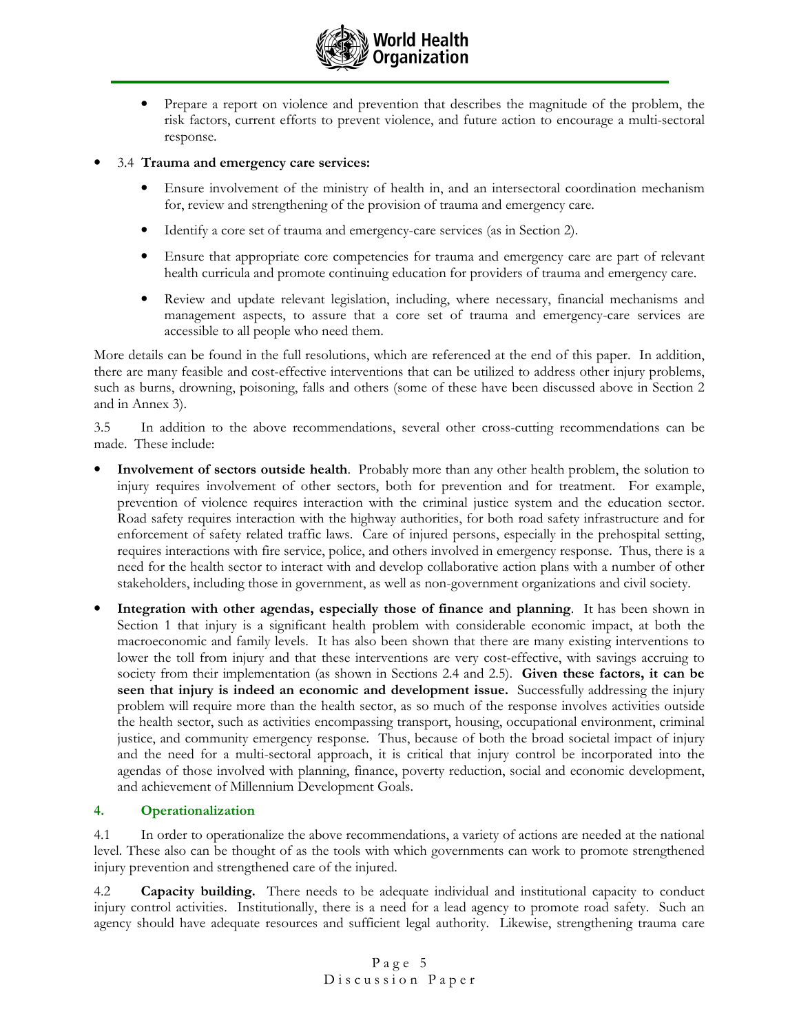- Prepare a report on violence and prevention that describes the magnitude of the problem, the risk factors, current efforts to prevent violence, and future action to encourage a multi-sectoral response.

- 3.4 **Trauma and emergency care services:**

  - Ensure involvement of the ministry of health in, and an intersectoral coordination mechanism for, review and strengthening of the provision of trauma and emergency care.
  - Identify a core set of trauma and emergency-care services (as in Section 2).
  - Ensure that appropriate core competencies for trauma and emergency care are part of relevant health curricula and promote continuing education for providers of trauma and emergency care.
  - Review and update relevant legislation, including, where necessary, financial mechanisms and management aspects, to assure that a core set of trauma and emergency-care services are accessible to all people who need them.

More details can be found in the full resolutions, which are referenced at the end of this paper. In addition, there are many feasible and cost-effective interventions that can be utilized to address other injury problems, such as burns, drowning, poisoning, falls and others (some of these have been discussed above in Section 2 and in Annex 3).

3.5 In addition to the above recommendations, several other cross-cutting recommendations can be made. These include:

- **Involvement of sectors outside health**. Probably more than any other health problem, the solution to injury requires involvement of other sectors, both for prevention and for treatment. For example, prevention of violence requires interaction with the criminal justice system and the education sector. Road safety requires interaction with the highway authorities, for both road safety infrastructure and for enforcement of safety related traffic laws. Care of injured persons, especially in the prehospital setting, requires interactions with fire service, police, and others involved in emergency response. Thus, there is a need for the health sector to interact with and develop collaborative action plans with a number of other stakeholders, including those in government, as well as non-government organizations and civil society.

- **Integration with other agendas, especially those of finance and planning**. It has been shown in Section 1 that injury is a significant health problem with considerable economic impact, at both the macroeconomic and family levels. It has also been shown that there are many existing interventions to lower the toll from injury and that these interventions are very cost-effective, with savings accruing to society from their implementation (as shown in Sections 2.4 and 2.5). **Given these factors, it can be seen that injury is indeed an economic and development issue.** Successfully addressing the injury problem will require more than the health sector, as so much of the response involves activities outside the health sector, such as activities encompassing transport, housing, occupational environment, criminal justice, and community emergency response. Thus, because of both the broad societal impact of injury and the need for a multi-sectoral approach, it is critical that injury control be incorporated into the agendas of those involved with planning, finance, poverty reduction, social and economic development, and achievement of Millennium Development Goals.

## 4. Operationalization

4.1 In order to operationalize the above recommendations, a variety of actions are needed at the national level. These also can be thought of as the tools with which governments can work to promote strengthened injury prevention and strengthened care of the injured.

4.2 **Capacity building.** There needs to be adequate individual and institutional capacity to conduct injury control activities. Institutionally, there is a need for a lead agency to promote road safety. Such an agency should have adequate resources and sufficient legal authority. Likewise, strengthening trauma care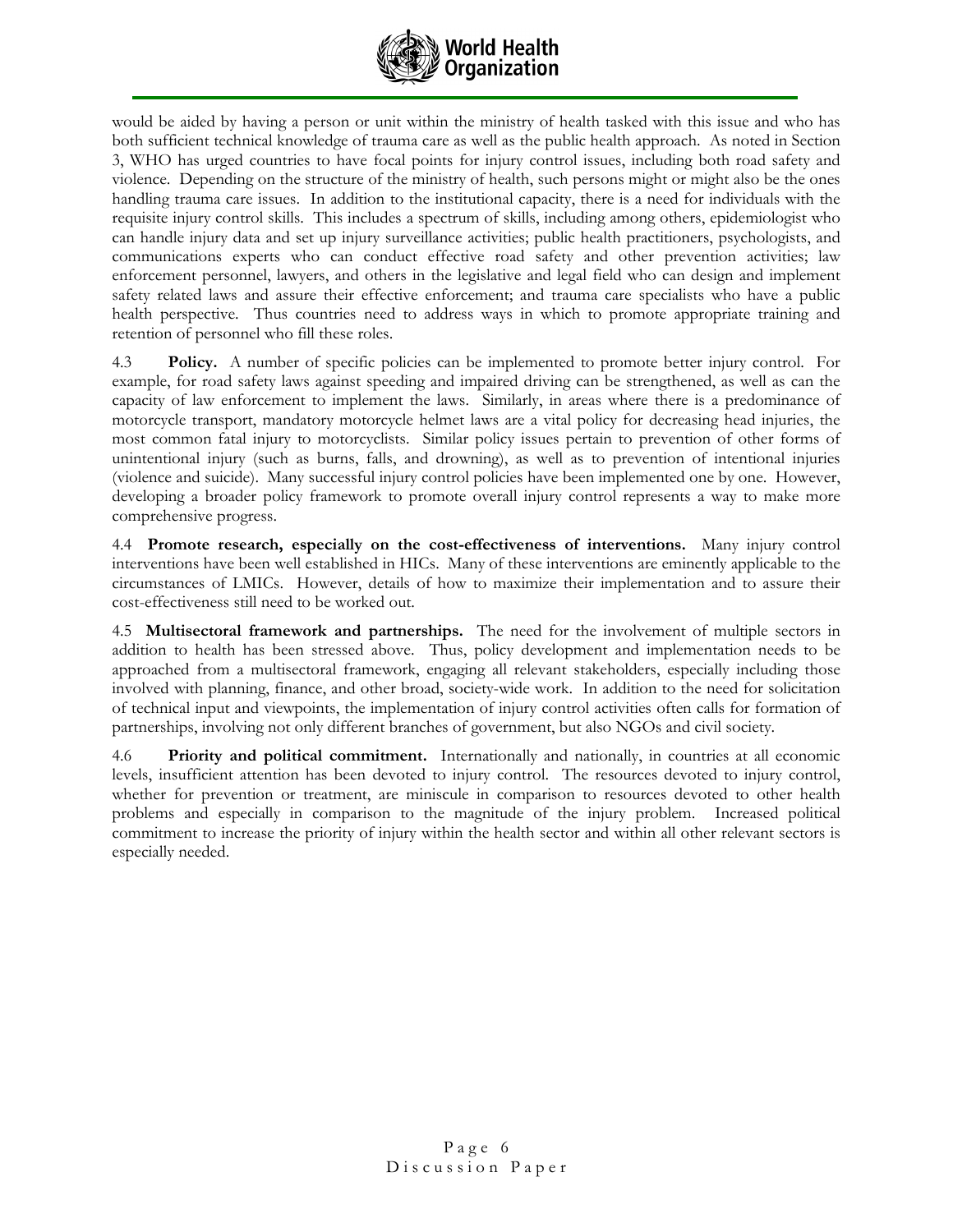would be aided by having a person or unit within the ministry of health tasked with this issue and who has both sufficient technical knowledge of trauma care as well as the public health approach. As noted in Section 3, WHO has urged countries to have focal points for injury control issues, including both road safety and violence. Depending on the structure of the ministry of health, such persons might or might also be the ones handling trauma care issues. In addition to the institutional capacity, there is a need for individuals with the requisite injury control skills. This includes a spectrum of skills, including among others, epidemiologist who can handle injury data and set up injury surveillance activities; public health practitioners, psychologists, and communications experts who can conduct effective road safety and other prevention activities; law enforcement personnel, lawyers, and others in the legislative and legal field who can design and implement safety related laws and assure their effective enforcement; and trauma care specialists who have a public health perspective. Thus countries need to address ways in which to promote appropriate training and retention of personnel who fill these roles.

4.3 **Policy.** A number of specific policies can be implemented to promote better injury control. For example, for road safety laws against speeding and impaired driving can be strengthened, as well as can the capacity of law enforcement to implement the laws. Similarly, in areas where there is a predominance of motorcycle transport, mandatory motorcycle helmet laws are a vital policy for decreasing head injuries, the most common fatal injury to motorcyclists. Similar policy issues pertain to prevention of other forms of unintentional injury (such as burns, falls, and drowning), as well as to prevention of intentional injuries (violence and suicide). Many successful injury control policies have been implemented one by one. However, developing a broader policy framework to promote overall injury control represents a way to make more comprehensive progress.

4.4 **Promote research, especially on the cost-effectiveness of interventions.** Many injury control interventions have been well established in HICs. Many of these interventions are eminently applicable to the circumstances of LMICs. However, details of how to maximize their implementation and to assure their cost-effectiveness still need to be worked out.

4.5 **Multisectoral framework and partnerships.** The need for the involvement of multiple sectors in addition to health has been stressed above. Thus, policy development and implementation needs to be approached from a multisectoral framework, engaging all relevant stakeholders, especially including those involved with planning, finance, and other broad, society-wide work. In addition to the need for solicitation of technical input and viewpoints, the implementation of injury control activities often calls for formation of partnerships, involving not only different branches of government, but also NGOs and civil society.

4.6 **Priority and political commitment.** Internationally and nationally, in countries at all economic levels, insufficient attention has been devoted to injury control. The resources devoted to injury control, whether for prevention or treatment, are miniscule in comparison to resources devoted to other health problems and especially in comparison to the magnitude of the injury problem. Increased political commitment to increase the priority of injury within the health sector and within all other relevant sectors is especially needed.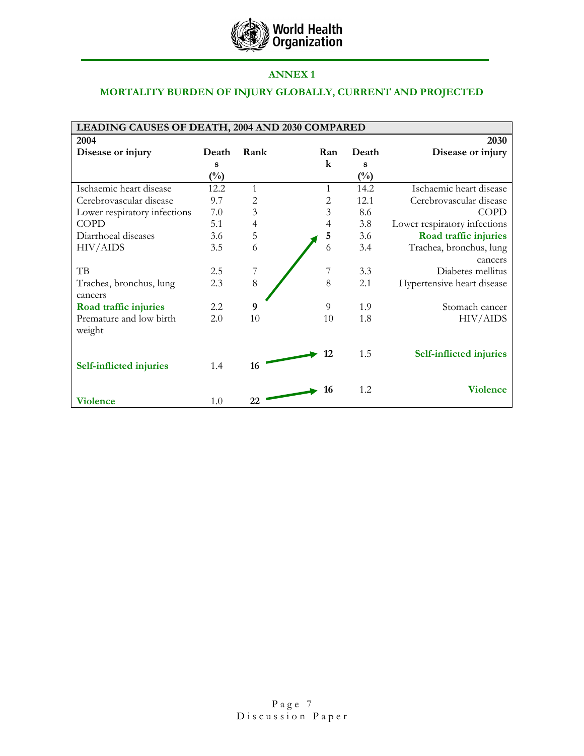## ANNEX 1

## MORTALITY BURDEN OF INJURY GLOBALLY, CURRENT AND PROJECTED

| LEADING CAUSES OF DEATH, 2004 AND 2030 COMPARED | | | | | |
|---|---|---|---|---|---|
| **2004** | | | | | **2030** |
| **Disease or injury** | **Deaths (%)** | **Rank** | **Rank** | **Deaths (%)** | **Disease or injury** |
| Ischaemic heart disease | 12.2 | 1 | 1 | 14.2 | Ischaemic heart disease |
| Cerebrovascular disease | 9.7 | 2 | 2 | 12.1 | Cerebrovascular disease |
| Lower respiratory infections | 7.0 | 3 | 3 | 8.6 | COPD |
| COPD | 5.1 | 4 | 4 | 3.8 | Lower respiratory infections |
| Diarrhoeal diseases | 3.6 | 5 | **5** | 3.6 | **Road traffic injuries** |
| HIV/AIDS | 3.5 | 6 | 6 | 3.4 | Trachea, bronchus, lung cancers |
| TB | 2.5 | 7 | 7 | 3.3 | Diabetes mellitus |
| Trachea, bronchus, lung cancers | 2.3 | 8 | 8 | 2.1 | Hypertensive heart disease |
| **Road traffic injuries** | 2.2 | **9** | 9 | 1.9 | Stomach cancer |
| Premature and low birth weight | 2.0 | 10 | 10 | 1.8 | HIV/AIDS |
| **Self-inflicted injuries** | 1.4 | **16** | **12** | 1.5 | **Self-inflicted injuries** |
| **Violence** | 1.0 | **22** | **16** | 1.2 | **Violence** |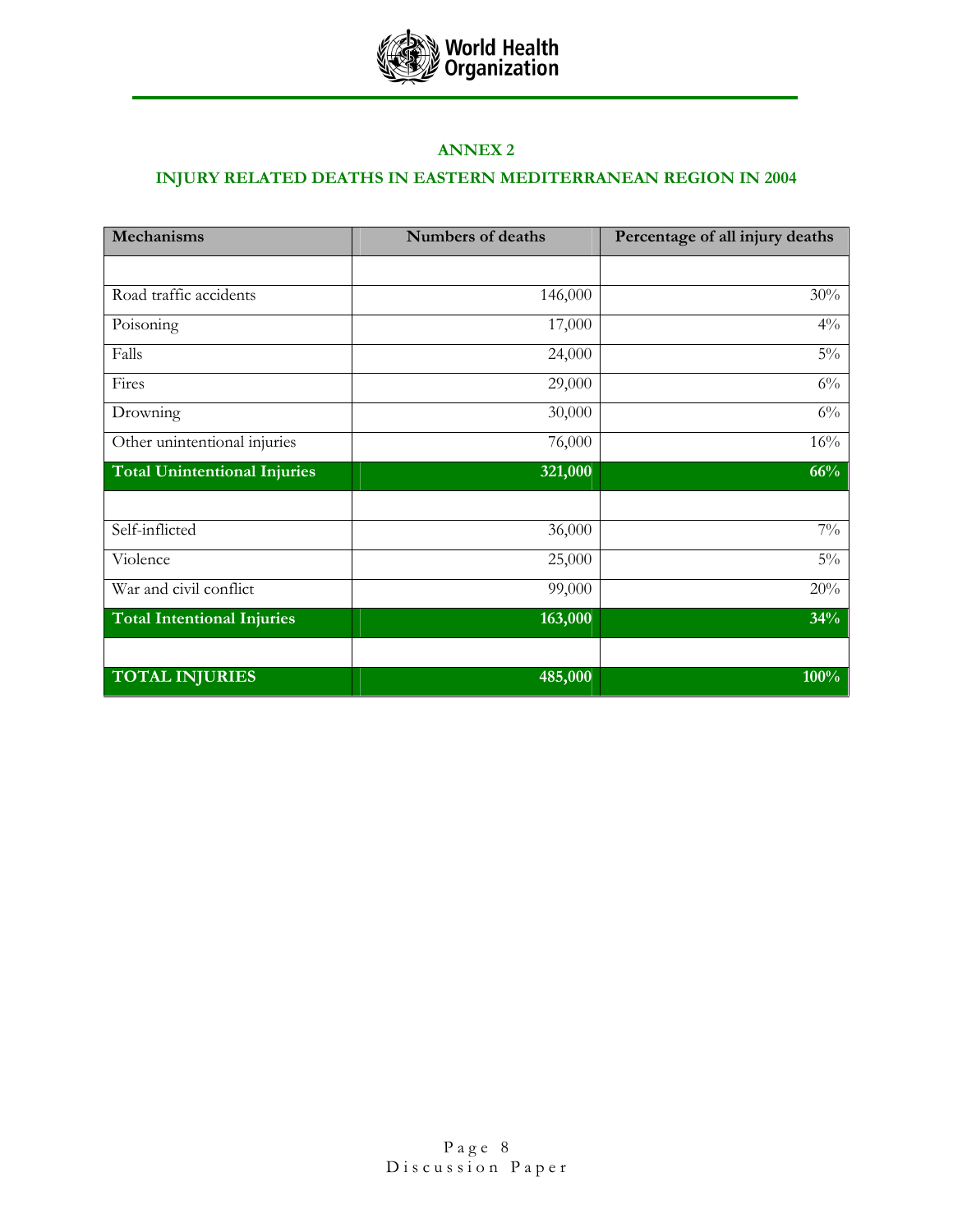## ANNEX 2

## INJURY RELATED DEATHS IN EASTERN MEDITERRANEAN REGION IN 2004

| Mechanisms | Numbers of deaths | Percentage of all injury deaths |
|---|---|---|
| | | |
| Road traffic accidents | 146,000 | 30% |
| Poisoning | 17,000 | 4% |
| Falls | 24,000 | 5% |
| Fires | 29,000 | 6% |
| Drowning | 30,000 | 6% |
| Other unintentional injuries | 76,000 | 16% |
| **Total Unintentional Injuries** | **321,000** | **66%** |
| | | |
| Self-inflicted | 36,000 | 7% |
| Violence | 25,000 | 5% |
| War and civil conflict | 99,000 | 20% |
| **Total Intentional Injuries** | **163,000** | **34%** |
| | | |
| **TOTAL INJURIES** | **485,000** | **100%** |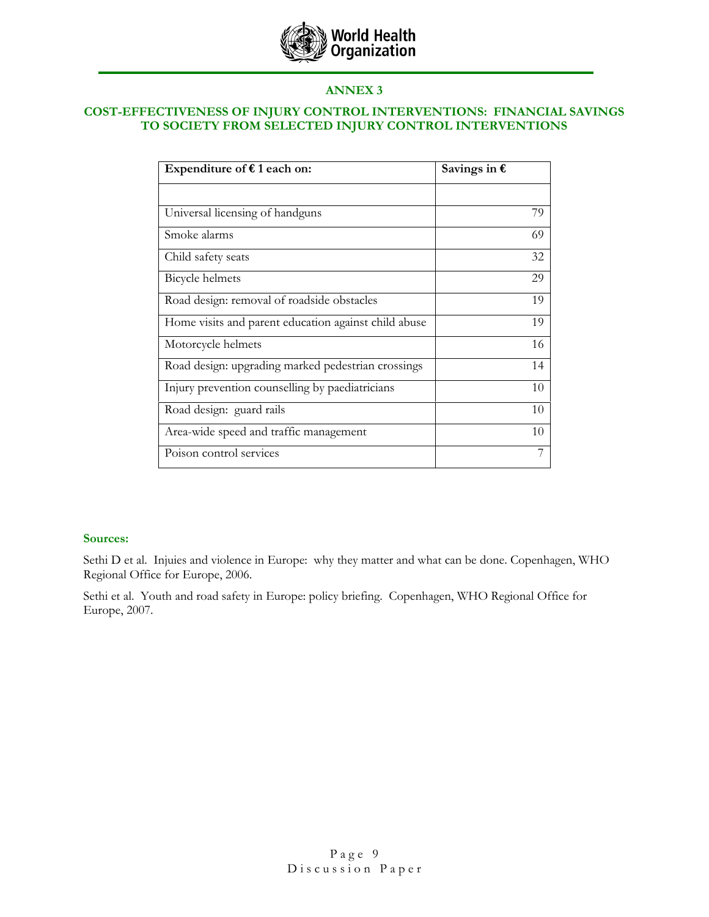## ANNEX 3

### COST-EFFECTIVENESS OF INJURY CONTROL INTERVENTIONS: FINANCIAL SAVINGS TO SOCIETY FROM SELECTED INJURY CONTROL INTERVENTIONS

| Expenditure of € 1 each on: | Savings in € |
|---|---|
| | |
| Universal licensing of handguns | 79 |
| Smoke alarms | 69 |
| Child safety seats | 32 |
| Bicycle helmets | 29 |
| Road design: removal of roadside obstacles | 19 |
| Home visits and parent education against child abuse | 19 |
| Motorcycle helmets | 16 |
| Road design: upgrading marked pedestrian crossings | 14 |
| Injury prevention counselling by paediatricians | 10 |
| Road design: guard rails | 10 |
| Area-wide speed and traffic management | 10 |
| Poison control services | 7 |

**Sources:**

Sethi D et al. Injuies and violence in Europe: why they matter and what can be done. Copenhagen, WHO Regional Office for Europe, 2006.

Sethi et al. Youth and road safety in Europe: policy briefing. Copenhagen, WHO Regional Office for Europe, 2007.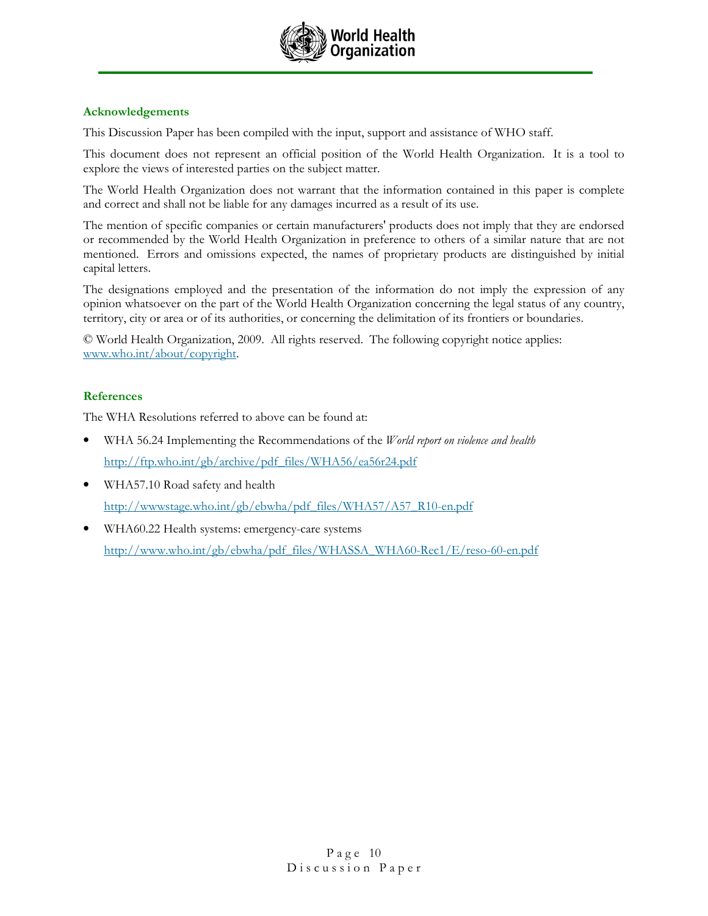### Acknowledgements

This Discussion Paper has been compiled with the input, support and assistance of WHO staff.

This document does not represent an official position of the World Health Organization. It is a tool to explore the views of interested parties on the subject matter.

The World Health Organization does not warrant that the information contained in this paper is complete and correct and shall not be liable for any damages incurred as a result of its use.

The mention of specific companies or certain manufacturers' products does not imply that they are endorsed or recommended by the World Health Organization in preference to others of a similar nature that are not mentioned. Errors and omissions expected, the names of proprietary products are distinguished by initial capital letters.

The designations employed and the presentation of the information do not imply the expression of any opinion whatsoever on the part of the World Health Organization concerning the legal status of any country, territory, city or area or of its authorities, or concerning the delimitation of its frontiers or boundaries.

© World Health Organization, 2009. All rights reserved. The following copyright notice applies: www.who.int/about/copyright.

### References

The WHA Resolutions referred to above can be found at:

- WHA 56.24 Implementing the Recommendations of the *World report on violence and health*
  http://ftp.who.int/gb/archive/pdf_files/WHA56/ea56r24.pdf
- WHA57.10 Road safety and health
  http://wwwstage.who.int/gb/ebwha/pdf_files/WHA57/A57_R10-en.pdf
- WHA60.22 Health systems: emergency-care systems
  http://www.who.int/gb/ebwha/pdf_files/WHASSA_WHA60-Rec1/E/reso-60-en.pdf